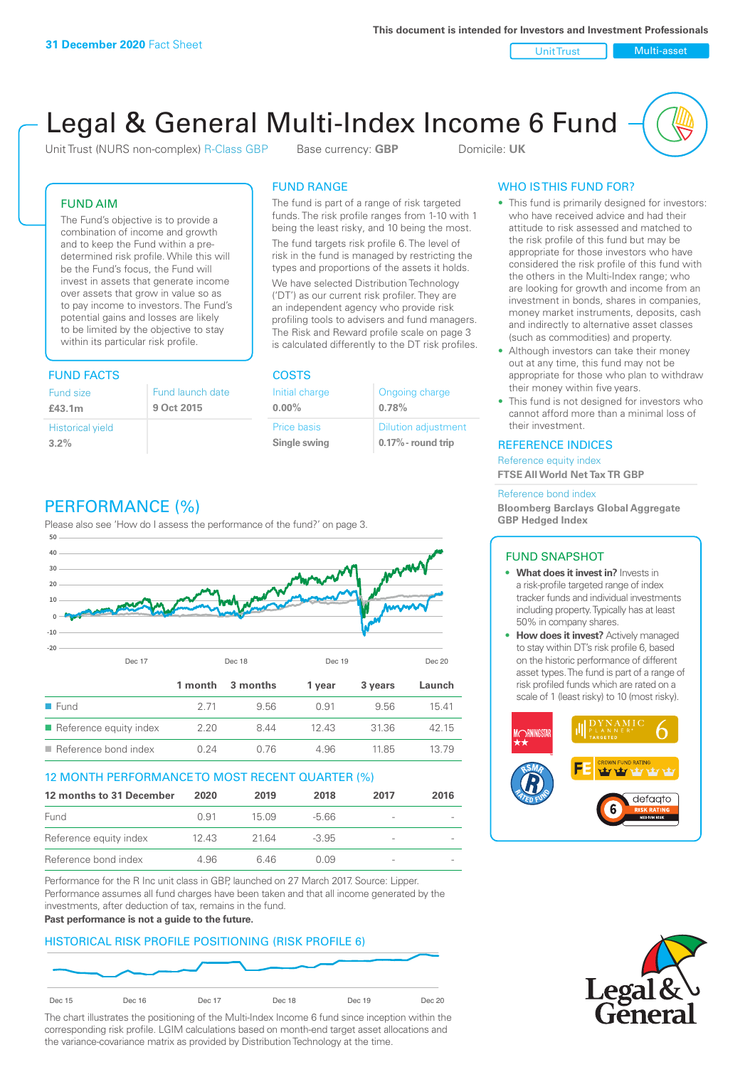This document is intended for Investors and Investment Professionals

**31 December 2020** Fact Sheet

Unit Trust | Multi-asset

# Legal & General Multi-Index Income 6 Fund

Unit Trust (NURS non-complex) R-Class GBP | Base currency: **GBP** | Domicile: **UK**

## FUND AIM

The Fund's objective is to provide a combination of income and growth and to keep the Fund within a pre-determined risk profile. While this will be the Fund's focus, the Fund will invest in assets that generate income over assets that grow in value so as to pay income to investors. The Fund's potential gains and losses are likely to be limited by the objective to stay within its particular risk profile.

## FUND FACTS

| Fund size | Fund launch date |
|---|---|
| **£43.1m** | **9 Oct 2015** |
| Historical yield | |
| **3.2%** | |

## FUND RANGE

The fund is part of a range of risk targeted funds. The risk profile ranges from 1-10 with 1 being the least risky, and 10 being the most.

The fund targets risk profile 6. The level of risk in the fund is managed by restricting the types and proportions of the assets it holds.

We have selected Distribution Technology ('DT') as our current risk profiler. They are an independent agency who provide risk profiling tools to advisers and fund managers. The Risk and Reward profile scale on page 3 is calculated differently to the DT risk profiles.

## COSTS

| Initial charge | Ongoing charge |
|---|---|
| **0.00%** | **0.78%** |
| Price basis | Dilution adjustment |
| **Single swing** | **0.17% - round trip** |

## WHO IS THIS FUND FOR?

- This fund is primarily designed for investors: who have received advice and had their attitude to risk assessed and matched to the risk profile of this fund but may be appropriate for those investors who have considered the risk profile of this fund with the others in the Multi-Index range; who are looking for growth and income from an investment in bonds, shares in companies, money market instruments, deposits, cash and indirectly to alternative asset classes (such as commodities) and property.
- Although investors can take their money out at any time, this fund may not be appropriate for those who plan to withdraw their money within five years.
- This fund is not designed for investors who cannot afford more than a minimal loss of their investment.

## REFERENCE INDICES

Reference equity index
**FTSE All World Net Tax TR GBP**

Reference bond index
**Bloomberg Barclays Global Aggregate GBP Hedged Index**

## PERFORMANCE (%)

Please also see 'How do I assess the performance of the fund?' on page 3.

| | 1 month | 3 months | 1 year | 3 years | Launch |
|---|---|---|---|---|---|
| Fund | 2.71 | 9.56 | 0.91 | 9.56 | 15.41 |
| Reference equity index | 2.20 | 8.44 | 12.43 | 31.36 | 42.15 |
| Reference bond index | 0.24 | 0.76 | 4.96 | 11.85 | 13.79 |

## 12 MONTH PERFORMANCE TO MOST RECENT QUARTER (%)

| 12 months to 31 December | 2020 | 2019 | 2018 | 2017 | 2016 |
|---|---|---|---|---|---|
| Fund | 0.91 | 15.09 | -5.66 | - | - |
| Reference equity index | 12.43 | 21.64 | -3.95 | - | - |
| Reference bond index | 4.96 | 6.46 | 0.09 | - | - |

Performance for the R Inc unit class in GBP, launched on 27 March 2017. Source: Lipper. Performance assumes all fund charges have been taken and that all income generated by the investments, after deduction of tax, remains in the fund.

**Past performance is not a guide to the future.**

## HISTORICAL RISK PROFILE POSITIONING (RISK PROFILE 6)

The chart illustrates the positioning of the Multi-Index Income 6 fund since inception within the corresponding risk profile. LGIM calculations based on month-end target asset allocations and the variance-covariance matrix as provided by Distribution Technology at the time.

## FUND SNAPSHOT

- **What does it invest in?** Invests in a risk-profile targeted range of index tracker funds and individual investments including property. Typically has at least 50% in company shares.
- **How does it invest?** Actively managed to stay within DT's risk profile 6, based on the historic performance of different asset types. The fund is part of a range of risk profiled funds which are rated on a scale of 1 (least risky) to 10 (most risky).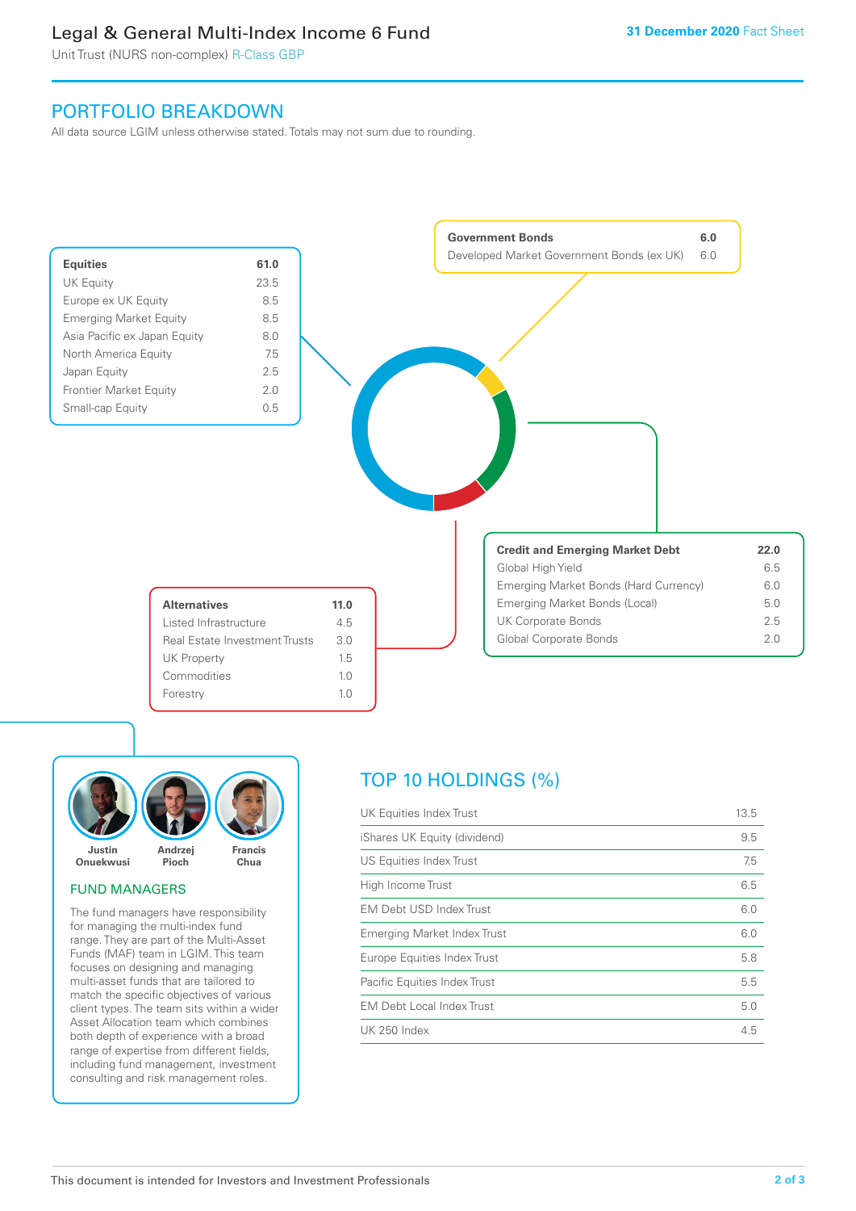# Legal & General Multi-Index Income 6 Fund

Unit Trust (NURS non-complex) R-Class GBP

**31 December 2020** Fact Sheet

## PORTFOLIO BREAKDOWN

All data source LGIM unless otherwise stated. Totals may not sum due to rounding.

| **Equities** | **61.0** |
|---|---|
| UK Equity | 23.5 |
| Europe ex UK Equity | 8.5 |
| Emerging Market Equity | 8.5 |
| Asia Pacific ex Japan Equity | 8.0 |
| North America Equity | 7.5 |
| Japan Equity | 2.5 |
| Frontier Market Equity | 2.0 |
| Small-cap Equity | 0.5 |

| **Government Bonds** | **6.0** |
|---|---|
| Developed Market Government Bonds (ex UK) | 6.0 |

| **Credit and Emerging Market Debt** | **22.0** |
|---|---|
| Global High Yield | 6.5 |
| Emerging Market Bonds (Hard Currency) | 6.0 |
| Emerging Market Bonds (Local) | 5.0 |
| UK Corporate Bonds | 2.5 |
| Global Corporate Bonds | 2.0 |

| **Alternatives** | **11.0** |
|---|---|
| Listed Infrastructure | 4.5 |
| Real Estate Investment Trusts | 3.0 |
| UK Property | 1.5 |
| Commodities | 1.0 |
| Forestry | 1.0 |

Justin Onuekwusi, Andrzej Pioch, Francis Chua

## FUND MANAGERS

The fund managers have responsibility for managing the multi-index fund range. They are part of the Multi-Asset Funds (MAF) team in LGIM. This team focuses on designing and managing multi-asset funds that are tailored to match the specific objectives of various client types. The team sits within a wider Asset Allocation team which combines both depth of experience with a broad range of expertise from different fields, including fund management, investment consulting and risk management roles.

## TOP 10 HOLDINGS (%)

| Holding | % |
|---|---|
| UK Equities Index Trust | 13.5 |
| iShares UK Equity (dividend) | 9.5 |
| US Equities Index Trust | 7.5 |
| High Income Trust | 6.5 |
| EM Debt USD Index Trust | 6.0 |
| Emerging Market Index Trust | 6.0 |
| Europe Equities Index Trust | 5.8 |
| Pacific Equities Index Trust | 5.5 |
| EM Debt Local Index Trust | 5.0 |
| UK 250 Index | 4.5 |

This document is intended for Investors and Investment Professionals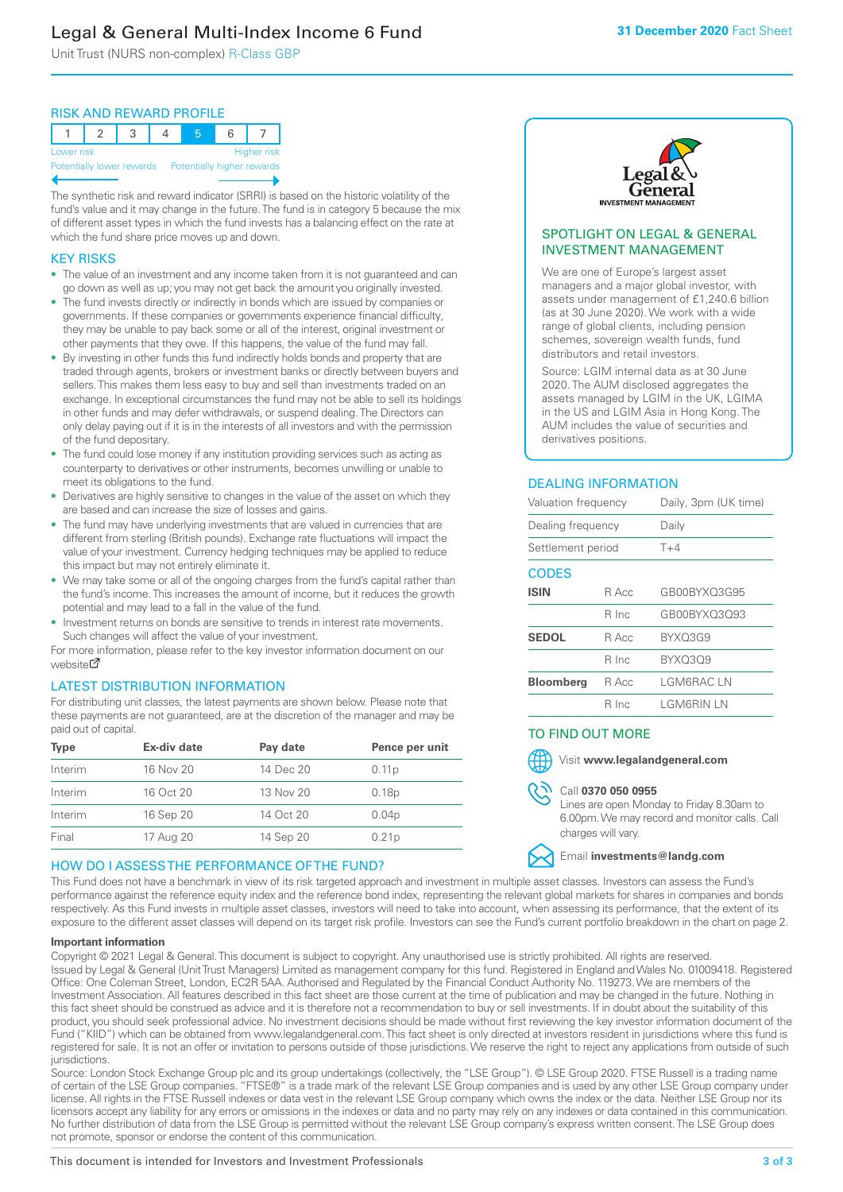# Legal & General Multi-Index Income 6 Fund

Unit Trust (NURS non-complex) R-Class GBP

**31 December 2020** Fact Sheet

## RISK AND REWARD PROFILE

| 1 | 2 | 3 | 4 | 5 | 6 | 7 |
|---|---|---|---|---|---|---|

Lower risk — Higher risk

Potentially lower rewards — Potentially higher rewards

The synthetic risk and reward indicator (SRRI) is based on the historic volatility of the fund's value and it may change in the future. The fund is in category 5 because the mix of different asset types in which the fund invests has a balancing effect on the rate at which the fund share price moves up and down.

## KEY RISKS

- The value of an investment and any income taken from it is not guaranteed and can go down as well as up; you may not get back the amount you originally invested.
- The fund invests directly or indirectly in bonds which are issued by companies or governments. If these companies or governments experience financial difficulty, they may be unable to pay back some or all of the interest, original investment or other payments that they owe. If this happens, the value of the fund may fall.
- By investing in other funds this fund indirectly holds bonds and property that are traded through agents, brokers or investment banks or directly between buyers and sellers. This makes them less easy to buy and sell than investments traded on an exchange. In exceptional circumstances the fund may not be able to sell its holdings in other funds and may defer withdrawals, or suspend dealing. The Directors can only delay paying out if it is in the interests of all investors and with the permission of the fund depositary.
- The fund could lose money if any institution providing services such as acting as counterparty to derivatives or other instruments, becomes unwilling or unable to meet its obligations to the fund.
- Derivatives are highly sensitive to changes in the value of the asset on which they are based and can increase the size of losses and gains.
- The fund may have underlying investments that are valued in currencies that are different from sterling (British pounds). Exchange rate fluctuations will impact the value of your investment. Currency hedging techniques may be applied to reduce this impact but may not entirely eliminate it.
- We may take some or all of the ongoing charges from the fund's capital rather than the fund's income. This increases the amount of income, but it reduces the growth potential and may lead to a fall in the value of the fund.
- Investment returns on bonds are sensitive to trends in interest rate movements. Such changes will affect the value of your investment.

For more information, please refer to the key investor information document on our website

## LATEST DISTRIBUTION INFORMATION

For distributing unit classes, the latest payments are shown below. Please note that these payments are not guaranteed, are at the discretion of the manager and may be paid out of capital.

| Type | Ex-div date | Pay date | Pence per unit |
|---|---|---|---|
| Interim | 16 Nov 20 | 14 Dec 20 | 0.11p |
| Interim | 16 Oct 20 | 13 Nov 20 | 0.18p |
| Interim | 16 Sep 20 | 14 Oct 20 | 0.04p |
| Final | 17 Aug 20 | 14 Sep 20 | 0.21p |

## SPOTLIGHT ON LEGAL & GENERAL INVESTMENT MANAGEMENT

We are one of Europe's largest asset managers and a major global investor, with assets under management of £1,240.6 billion (as at 30 June 2020). We work with a wide range of global clients, including pension schemes, sovereign wealth funds, fund distributors and retail investors.

Source: LGIM internal data as at 30 June 2020. The AUM disclosed aggregates the assets managed by LGIM in the UK, LGIMA in the US and LGIM Asia in Hong Kong. The AUM includes the value of securities and derivatives positions.

## DEALING INFORMATION

| | |
|---|---|
| Valuation frequency | Daily, 3pm (UK time) |
| Dealing frequency | Daily |
| Settlement period | T+4 |

## CODES

| | | |
|---|---|---|
| **ISIN** | R Acc | GB00BYXQ3G95 |
| | R Inc | GB00BYXQ3Q93 |
| **SEDOL** | R Acc | BYXQ3G9 |
| | R Inc | BYXQ3Q9 |
| **Bloomberg** | R Acc | LGM6RAC LN |
| | R Inc | LGM6RIN LN |

## TO FIND OUT MORE

Visit **www.legalandgeneral.com**

Call **0370 050 0955**
Lines are open Monday to Friday 8.30am to 6.00pm. We may record and monitor calls. Call charges will vary.

Email **investments@landg.com**

## HOW DO I ASSESS THE PERFORMANCE OF THE FUND?

This Fund does not have a benchmark in view of its risk targeted approach and investment in multiple asset classes. Investors can assess the Fund's performance against the reference equity index and the reference bond index, representing the relevant global markets for shares in companies and bonds respectively. As this Fund invests in multiple asset classes, investors will need to take into account, when assessing its performance, that the extent of its exposure to the different asset classes will depend on its target risk profile. Investors can see the Fund's current portfolio breakdown in the chart on page 2.

### Important information

Copyright © 2021 Legal & General. This document is subject to copyright. Any unauthorised use is strictly prohibited. All rights are reserved.
Issued by Legal & General (Unit Trust Managers) Limited as management company for this fund. Registered in England and Wales No. 01009418. Registered Office: One Coleman Street, London, EC2R 5AA. Authorised and Regulated by the Financial Conduct Authority No. 119273. We are members of the Investment Association. All features described in this fact sheet are those current at the time of publication and may be changed in the future. Nothing in this fact sheet should be construed as advice and it is therefore not a recommendation to buy or sell investments. If in doubt about the suitability of this product, you should seek professional advice. No investment decisions should be made without first reviewing the key investor information document of the Fund ("KIID") which can be obtained from www.legalandgeneral.com. This fact sheet is only directed at investors resident in jurisdictions where this fund is registered for sale. It is not an offer or invitation to persons outside of those jurisdictions. We reserve the right to reject any applications from outside of such jurisdictions.
Source: London Stock Exchange Group plc and its group undertakings (collectively, the "LSE Group"). © LSE Group 2020. FTSE Russell is a trading name of certain of the LSE Group companies. "FTSE®" is a trade mark of the relevant LSE Group companies and is used by any other LSE Group company under license. All rights in the FTSE Russell indexes or data vest in the relevant LSE Group company which owns the index or the data. Neither LSE Group nor its licensors accept any liability for any errors or omissions in the indexes or data and no party may rely on any indexes or data contained in this communication. No further distribution of data from the LSE Group is permitted without the relevant LSE Group company's express written consent. The LSE Group does not promote, sponsor or endorse the content of this communication.

This document is intended for Investors and Investment Professionals